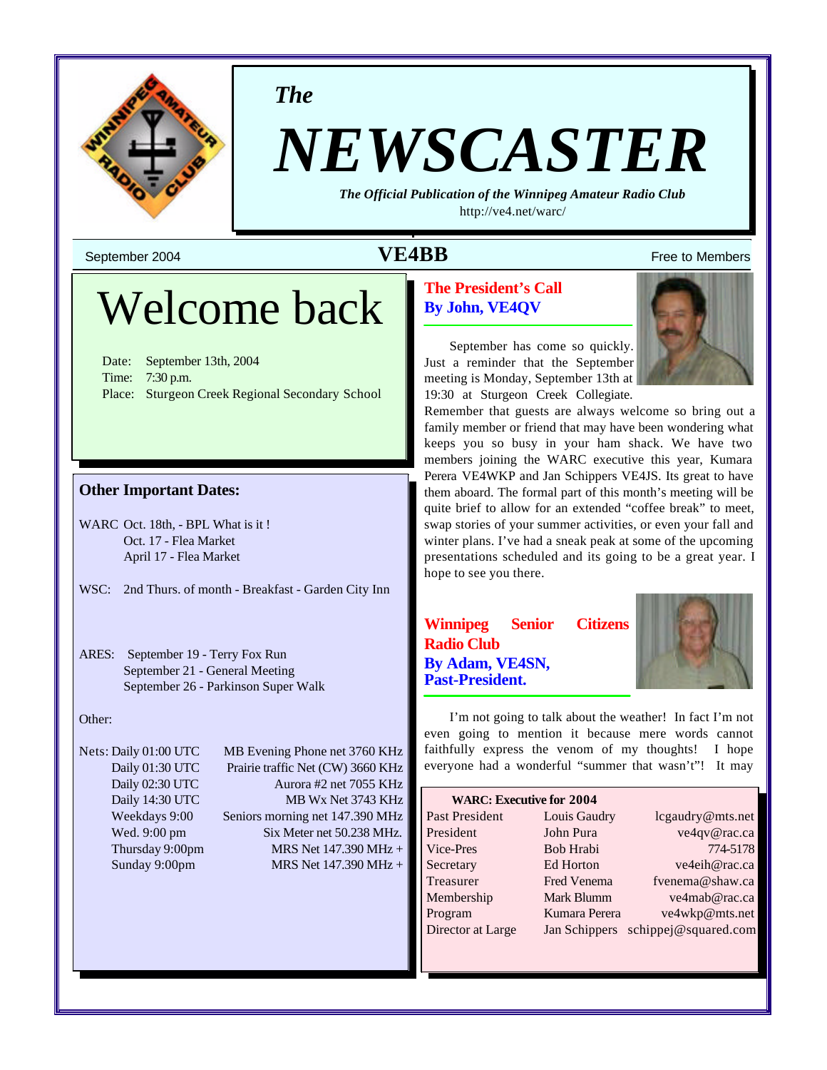*The*

# NEWSCASTER

***The Official Publication of the Winnipeg Amateur Radio Club***
http://ve4.net/warc/

September 2004 **VE4BB** Free to Members

# Welcome back

Date: September 13th, 2004
Time: 7:30 p.m.
Place: Sturgeon Creek Regional Secondary School

### Other Important Dates:

WARC Oct. 18th, - BPL What is it !
Oct. 17 - Flea Market
April 17 - Flea Market

WSC: 2nd Thurs. of month - Breakfast - Garden City Inn

ARES: September 19 - Terry Fox Run
September 21 - General Meeting
September 26 - Parkinson Super Walk

Other:

| | | |
|---|---|---|
| Nets: | Daily 01:00 UTC | MB Evening Phone net 3760 KHz |
| | Daily 01:30 UTC | Prairie traffic Net (CW) 3660 KHz |
| | Daily 02:30 UTC | Aurora #2 net 7055 KHz |
| | Daily 14:30 UTC | MB Wx Net 3743 KHz |
| | Weekdays 9:00 | Seniors morning net 147.390 MHz |
| | Wed. 9:00 pm | Six Meter net 50.238 MHz. |
| | Thursday 9:00pm | MRS Net 147.390 MHz + |
| | Sunday 9:00pm | MRS Net 147.390 MHz + |

## The President's Call
### By John, VE4QV

September has come so quickly. Just a reminder that the September meeting is Monday, September 13th at 19:30 at Sturgeon Creek Collegiate. Remember that guests are always welcome so bring out a family member or friend that may have been wondering what keeps you so busy in your ham shack. We have two members joining the WARC executive this year, Kumara Perera VE4WKP and Jan Schippers VE4JS. Its great to have them aboard. The formal part of this month's meeting will be quite brief to allow for an extended "coffee break" to meet, swap stories of your summer activities, or even your fall and winter plans. I've had a sneak peak at some of the upcoming presentations scheduled and its going to be a great year. I hope to see you there.

## Winnipeg Senior Citizens Radio Club
### By Adam, VE4SN, Past-President.

I'm not going to talk about the weather! In fact I'm not even going to mention it because mere words cannot faithfully express the venom of my thoughts! I hope everyone had a wonderful "summer that wasn't"! It may

**WARC: Executive for 2004**

| | | |
|---|---|---|
| Past President | Louis Gaudry | lcgaudry@mts.net |
| President | John Pura | ve4qv@rac.ca |
| Vice-Pres | Bob Hrabi | 774-5178 |
| Secretary | Ed Horton | ve4eih@rac.ca |
| Treasurer | Fred Venema | fvenema@shaw.ca |
| Membership | Mark Blumm | ve4mab@rac.ca |
| Program | Kumara Perera | ve4wkp@mts.net |
| Director at Large | Jan Schippers | schippej@squared.com |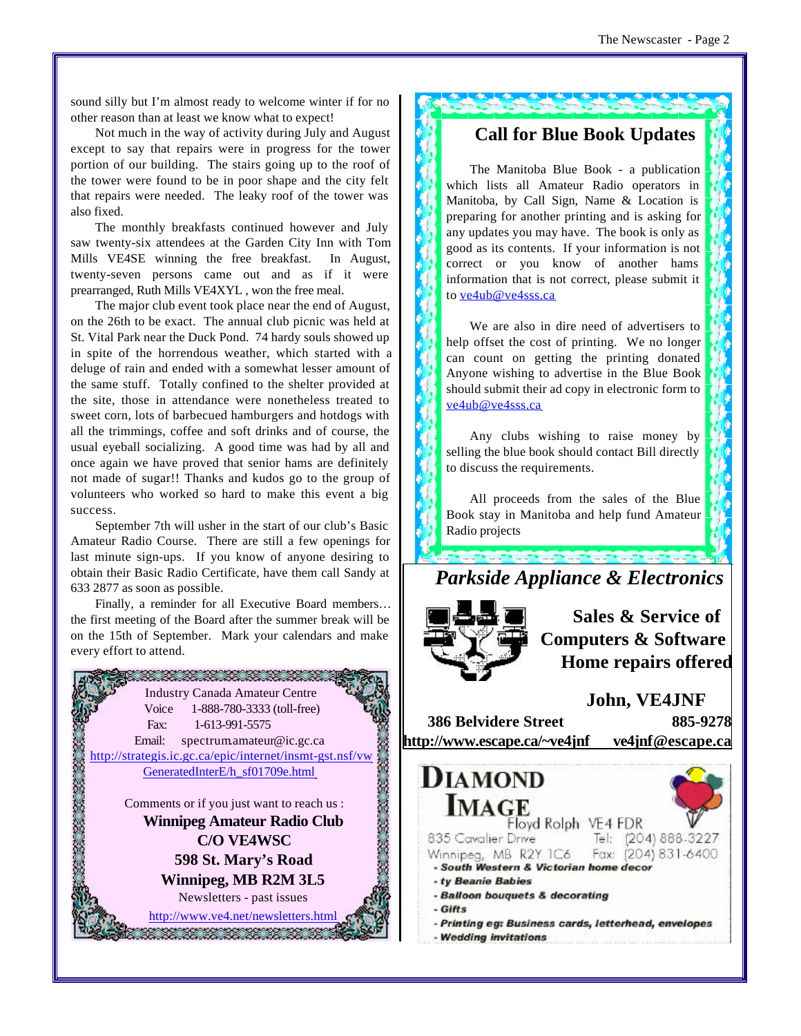sound silly but I'm almost ready to welcome winter if for no other reason than at least we know what to expect!

Not much in the way of activity during July and August except to say that repairs were in progress for the tower portion of our building. The stairs going up to the roof of the tower were found to be in poor shape and the city felt that repairs were needed. The leaky roof of the tower was also fixed.

The monthly breakfasts continued however and July saw twenty-six attendees at the Garden City Inn with Tom Mills VE4SE winning the free breakfast. In August, twenty-seven persons came out and as if it were prearranged, Ruth Mills VE4XYL , won the free meal.

The major club event took place near the end of August, on the 26th to be exact. The annual club picnic was held at St. Vital Park near the Duck Pond. 74 hardy souls showed up in spite of the horrendous weather, which started with a deluge of rain and ended with a somewhat lesser amount of the same stuff. Totally confined to the shelter provided at the site, those in attendance were nonetheless treated to sweet corn, lots of barbecued hamburgers and hotdogs with all the trimmings, coffee and soft drinks and of course, the usual eyeball socializing. A good time was had by all and once again we have proved that senior hams are definitely not made of sugar!! Thanks and kudos go to the group of volunteers who worked so hard to make this event a big success.

September 7th will usher in the start of our club's Basic Amateur Radio Course. There are still a few openings for last minute sign-ups. If you know of anyone desiring to obtain their Basic Radio Certificate, have them call Sandy at 633 2877 as soon as possible.

Finally, a reminder for all Executive Board members… the first meeting of the Board after the summer break will be on the 15th of September. Mark your calendars and make every effort to attend.

Industry Canada Amateur Centre
Voice 1-888-780-3333 (toll-free)
Fax: 1-613-991-5575
Email: spectrum.amateur@ic.gc.ca
http://strategis.ic.gc.ca/epic/internet/insmt-gst.nsf/vwGeneratedInterE/h_sf01709e.html

Comments or if you just want to reach us :

**Winnipeg Amateur Radio Club**
**C/O VE4WSC**
**598 St. Mary's Road**
**Winnipeg, MB R2M 3L5**

Newsletters - past issues
http://www.ve4.net/newsletters.html

## Call for Blue Book Updates

The Manitoba Blue Book - a publication which lists all Amateur Radio operators in Manitoba, by Call Sign, Name & Location is preparing for another printing and is asking for any updates you may have. The book is only as good as its contents. If your information is not correct or you know of another hams information that is not correct, please submit it to ve4ub@ve4sss.ca

We are also in dire need of advertisers to help offset the cost of printing. We no longer can count on getting the printing donated Anyone wishing to advertise in the Blue Book should submit their ad copy in electronic form to ve4ub@ve4sss.ca

Any clubs wishing to raise money by selling the blue book should contact Bill directly to discuss the requirements.

All proceeds from the sales of the Blue Book stay in Manitoba and help fund Amateur Radio projects

***Parkside Appliance & Electronics***

**Sales & Service of**
**Computers & Software**
**Home repairs offered**

**John, VE4JNF**

**386 Belvidere Street** **885-9278**
**http://www.escape.ca/~ve4jnf** **ve4jnf@escape.ca**

**DIAMOND IMAGE**
Floyd Rolph VE4 FDR
835 Cavalier Drive Tel: (204) 888-3227
Winnipeg, MB R2Y 1C6 Fax: (204) 831-6400

- *South Western & Victorian home decor*
- *ty Beanie Babies*
- *Balloon bouquets & decorating*
- *Gifts*
- *Printing eg: Business cards, letterhead, envelopes*
- *Wedding invitations*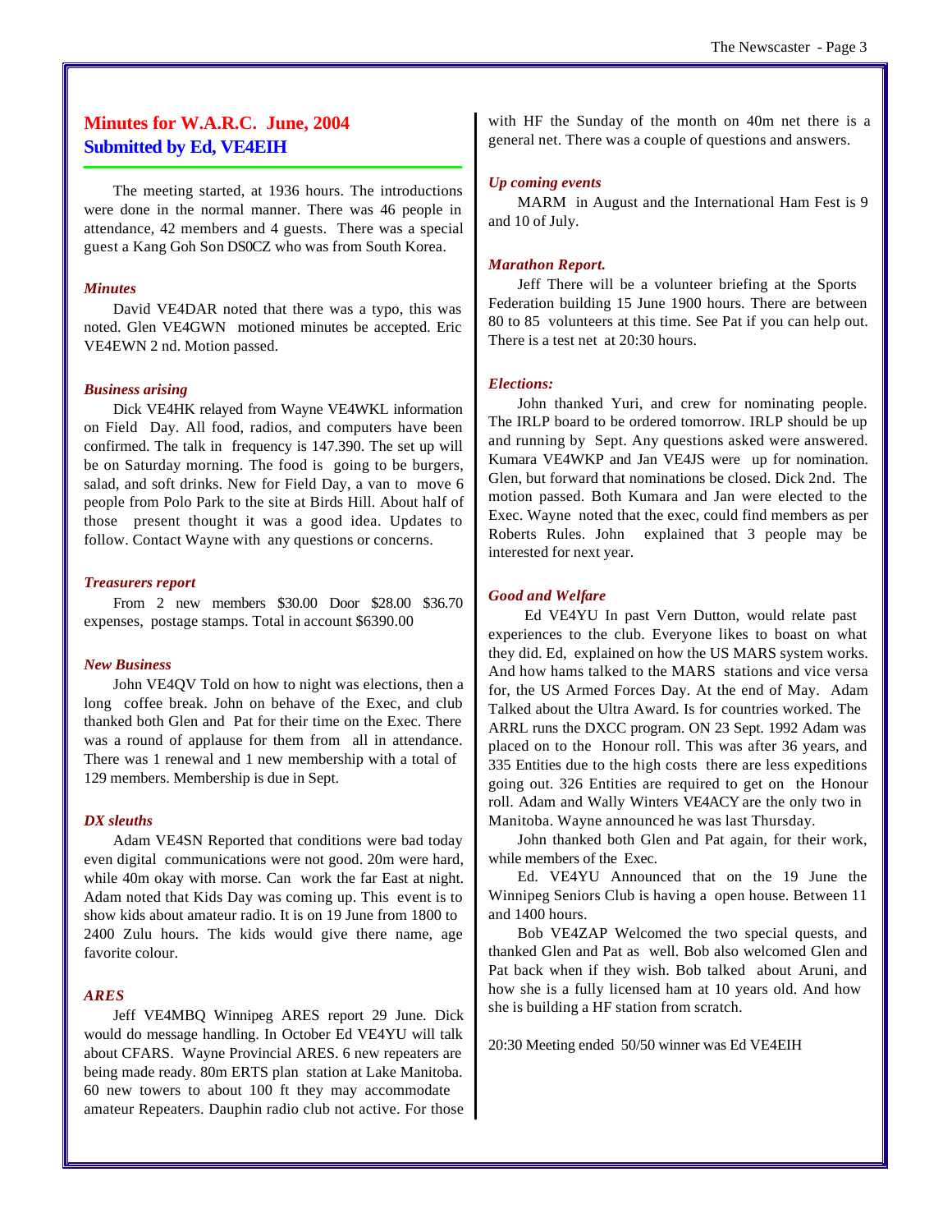## Minutes for W.A.R.C. June, 2004
## Submitted by Ed, VE4EIH

The meeting started, at 1936 hours. The introductions were done in the normal manner. There was 46 people in attendance, 42 members and 4 guests. There was a special guest a Kang Goh Son DS0CZ who was from South Korea.

### *Minutes*

David VE4DAR noted that there was a typo, this was noted. Glen VE4GWN motioned minutes be accepted. Eric VE4EWN 2 nd. Motion passed.

### *Business arising*

Dick VE4HK relayed from Wayne VE4WKL information on Field Day. All food, radios, and computers have been confirmed. The talk in frequency is 147.390. The set up will be on Saturday morning. The food is going to be burgers, salad, and soft drinks. New for Field Day, a van to move 6 people from Polo Park to the site at Birds Hill. About half of those present thought it was a good idea. Updates to follow. Contact Wayne with any questions or concerns.

### *Treasurers report*

From 2 new members $30.00 Door $28.00 $36.70 expenses, postage stamps. Total in account $6390.00

### *New Business*

John VE4QV Told on how to night was elections, then a long coffee break. John on behave of the Exec, and club thanked both Glen and Pat for their time on the Exec. There was a round of applause for them from all in attendance. There was 1 renewal and 1 new membership with a total of 129 members. Membership is due in Sept.

### *DX sleuths*

Adam VE4SN Reported that conditions were bad today even digital communications were not good. 20m were hard, while 40m okay with morse. Can work the far East at night. Adam noted that Kids Day was coming up. This event is to show kids about amateur radio. It is on 19 June from 1800 to 2400 Zulu hours. The kids would give there name, age favorite colour.

### *ARES*

Jeff VE4MBQ Winnipeg ARES report 29 June. Dick would do message handling. In October Ed VE4YU will talk about CFARS. Wayne Provincial ARES. 6 new repeaters are being made ready. 80m ERTS plan station at Lake Manitoba. 60 new towers to about 100 ft they may accommodate amateur Repeaters. Dauphin radio club not active. For those with HF the Sunday of the month on 40m net there is a general net. There was a couple of questions and answers.

### *Up coming events*

MARM in August and the International Ham Fest is 9 and 10 of July.

### *Marathon Report.*

Jeff There will be a volunteer briefing at the Sports Federation building 15 June 1900 hours. There are between 80 to 85 volunteers at this time. See Pat if you can help out. There is a test net at 20:30 hours.

### *Elections:*

John thanked Yuri, and crew for nominating people. The IRLP board to be ordered tomorrow. IRLP should be up and running by Sept. Any questions asked were answered. Kumara VE4WKP and Jan VE4JS were up for nomination. Glen, but forward that nominations be closed. Dick 2nd. The motion passed. Both Kumara and Jan were elected to the Exec. Wayne noted that the exec, could find members as per Roberts Rules. John explained that 3 people may be interested for next year.

### *Good and Welfare*

Ed VE4YU In past Vern Dutton, would relate past experiences to the club. Everyone likes to boast on what they did. Ed, explained on how the US MARS system works. And how hams talked to the MARS stations and vice versa for, the US Armed Forces Day. At the end of May. Adam Talked about the Ultra Award. Is for countries worked. The ARRL runs the DXCC program. ON 23 Sept. 1992 Adam was placed on to the Honour roll. This was after 36 years, and 335 Entities due to the high costs there are less expeditions going out. 326 Entities are required to get on the Honour roll. Adam and Wally Winters VE4ACY are the only two in Manitoba. Wayne announced he was last Thursday.

John thanked both Glen and Pat again, for their work, while members of the Exec.

Ed. VE4YU Announced that on the 19 June the Winnipeg Seniors Club is having a open house. Between 11 and 1400 hours.

Bob VE4ZAP Welcomed the two special quests, and thanked Glen and Pat as well. Bob also welcomed Glen and Pat back when if they wish. Bob talked about Aruni, and how she is a fully licensed ham at 10 years old. And how she is building a HF station from scratch.

20:30 Meeting ended 50/50 winner was Ed VE4EIH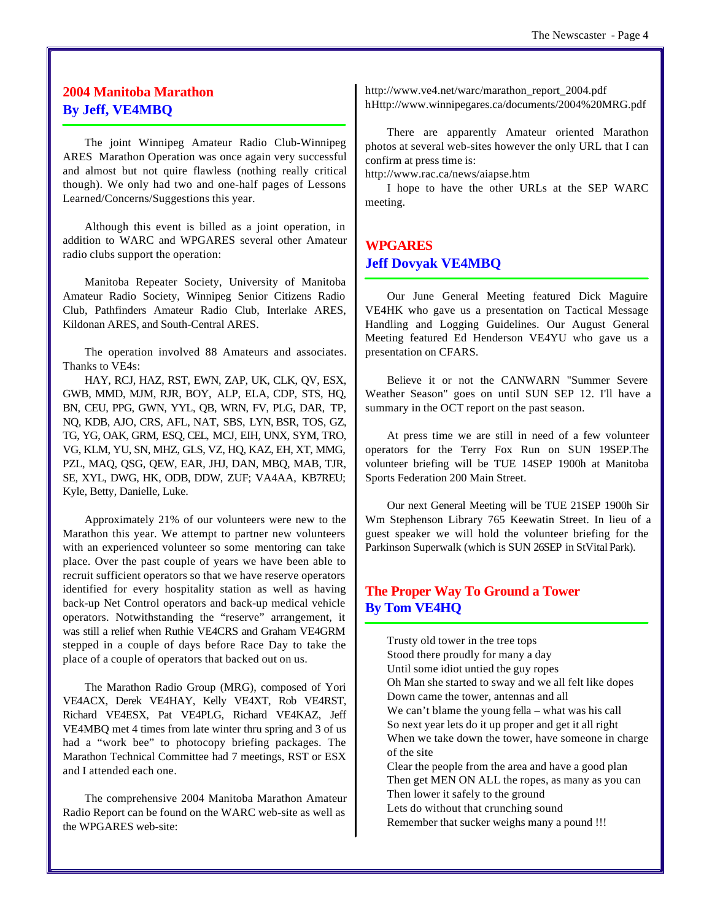## 2004 Manitoba Marathon
## By Jeff, VE4MBQ

The joint Winnipeg Amateur Radio Club-Winnipeg ARES Marathon Operation was once again very successful and almost but not quire flawless (nothing really critical though). We only had two and one-half pages of Lessons Learned/Concerns/Suggestions this year.

Although this event is billed as a joint operation, in addition to WARC and WPGARES several other Amateur radio clubs support the operation:

Manitoba Repeater Society, University of Manitoba Amateur Radio Society, Winnipeg Senior Citizens Radio Club, Pathfinders Amateur Radio Club, Interlake ARES, Kildonan ARES, and South-Central ARES.

The operation involved 88 Amateurs and associates. Thanks to VE4s:

HAY, RCJ, HAZ, RST, EWN, ZAP, UK, CLK, QV, ESX, GWB, MMD, MJM, RJR, BOY, ALP, ELA, CDP, STS, HQ, BN, CEU, PPG, GWN, YYL, QB, WRN, FV, PLG, DAR, TP, NQ, KDB, AJO, CRS, AFL, NAT, SBS, LYN, BSR, TOS, GZ, TG, YG, OAK, GRM, ESQ, CEL, MCJ, EIH, UNX, SYM, TRO, VG, KLM, YU, SN, MHZ, GLS, VZ, HQ, KAZ, EH, XT, MMG, PZL, MAQ, QSG, QEW, EAR, JHJ, DAN, MBQ, MAB, TJR, SE, XYL, DWG, HK, ODB, DDW, ZUF; VA4AA, KB7REU; Kyle, Betty, Danielle, Luke.

Approximately 21% of our volunteers were new to the Marathon this year. We attempt to partner new volunteers with an experienced volunteer so some mentoring can take place. Over the past couple of years we have been able to recruit sufficient operators so that we have reserve operators identified for every hospitality station as well as having back-up Net Control operators and back-up medical vehicle operators. Notwithstanding the "reserve" arrangement, it was still a relief when Ruthie VE4CRS and Graham VE4GRM stepped in a couple of days before Race Day to take the place of a couple of operators that backed out on us.

The Marathon Radio Group (MRG), composed of Yori VE4ACX, Derek VE4HAY, Kelly VE4XT, Rob VE4RST, Richard VE4ESX, Pat VE4PLG, Richard VE4KAZ, Jeff VE4MBQ met 4 times from late winter thru spring and 3 of us had a "work bee" to photocopy briefing packages. The Marathon Technical Committee had 7 meetings, RST or ESX and I attended each one.

The comprehensive 2004 Manitoba Marathon Amateur Radio Report can be found on the WARC web-site as well as the WPGARES web-site:

http://www.ve4.net/warc/marathon_report_2004.pdf
hHttp://www.winnipegares.ca/documents/2004%20MRG.pdf

There are apparently Amateur oriented Marathon photos at several web-sites however the only URL that I can confirm at press time is:
http://www.rac.ca/news/aiapse.htm

I hope to have the other URLs at the SEP WARC meeting.

## WPGARES
## Jeff Dovyak VE4MBQ

Our June General Meeting featured Dick Maguire VE4HK who gave us a presentation on Tactical Message Handling and Logging Guidelines. Our August General Meeting featured Ed Henderson VE4YU who gave us a presentation on CFARS.

Believe it or not the CANWARN "Summer Severe Weather Season" goes on until SUN SEP 12. I'll have a summary in the OCT report on the past season.

At press time we are still in need of a few volunteer operators for the Terry Fox Run on SUN 19SEP.The volunteer briefing will be TUE 14SEP 1900h at Manitoba Sports Federation 200 Main Street.

Our next General Meeting will be TUE 21SEP 1900h Sir Wm Stephenson Library 765 Keewatin Street. In lieu of a guest speaker we will hold the volunteer briefing for the Parkinson Superwalk (which is SUN 26SEP in StVital Park).

## The Proper Way To Ground a Tower
## By Tom VE4HQ

Trusty old tower in the tree tops
Stood there proudly for many a day
Until some idiot untied the guy ropes
Oh Man she started to sway and we all felt like dopes
Down came the tower, antennas and all
We can't blame the young fella – what was his call
So next year lets do it up proper and get it all right
When we take down the tower, have someone in charge of the site
Clear the people from the area and have a good plan
Then get MEN ON ALL the ropes, as many as you can
Then lower it safely to the ground
Lets do without that crunching sound
Remember that sucker weighs many a pound !!!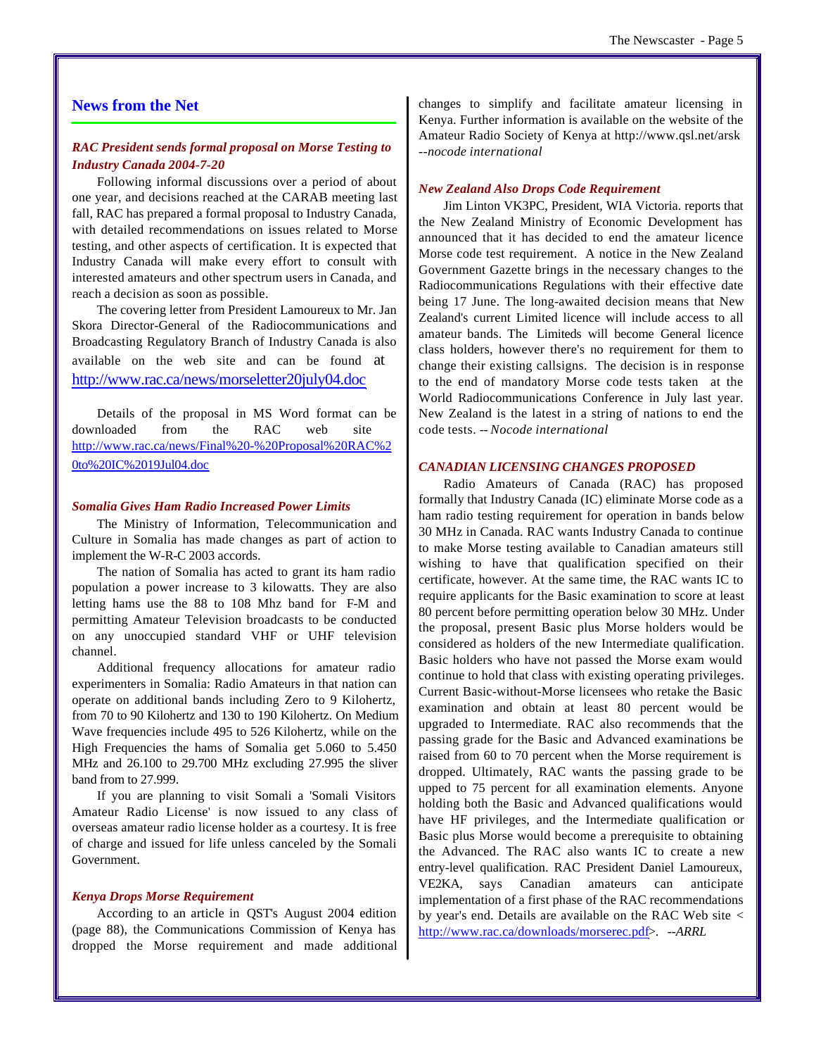## News from the Net

### *RAC President sends formal proposal on Morse Testing to Industry Canada 2004-7-20*

Following informal discussions over a period of about one year, and decisions reached at the CARAB meeting last fall, RAC has prepared a formal proposal to Industry Canada, with detailed recommendations on issues related to Morse testing, and other aspects of certification. It is expected that Industry Canada will make every effort to consult with interested amateurs and other spectrum users in Canada, and reach a decision as soon as possible.

The covering letter from President Lamoureux to Mr. Jan Skora Director-General of the Radiocommunications and Broadcasting Regulatory Branch of Industry Canada is also available on the web site and can be found at http://www.rac.ca/news/morseletter20july04.doc

Details of the proposal in MS Word format can be downloaded from the RAC web site http://www.rac.ca/news/Final%20-%20Proposal%20RAC%20to%20IC%2019Jul04.doc

### *Somalia Gives Ham Radio Increased Power Limits*

The Ministry of Information, Telecommunication and Culture in Somalia has made changes as part of action to implement the W-R-C 2003 accords.

The nation of Somalia has acted to grant its ham radio population a power increase to 3 kilowatts. They are also letting hams use the 88 to 108 Mhz band for F-M and permitting Amateur Television broadcasts to be conducted on any unoccupied standard VHF or UHF television channel.

Additional frequency allocations for amateur radio experimenters in Somalia: Radio Amateurs in that nation can operate on additional bands including Zero to 9 Kilohertz, from 70 to 90 Kilohertz and 130 to 190 Kilohertz. On Medium Wave frequencies include 495 to 526 Kilohertz, while on the High Frequencies the hams of Somalia get 5.060 to 5.450 MHz and 26.100 to 29.700 MHz excluding 27.995 the sliver band from to 27.999.

If you are planning to visit Somali a 'Somali Visitors Amateur Radio License' is now issued to any class of overseas amateur radio license holder as a courtesy. It is free of charge and issued for life unless canceled by the Somali Government.

### *Kenya Drops Morse Requirement*

According to an article in QST's August 2004 edition (page 88), the Communications Commission of Kenya has dropped the Morse requirement and made additional changes to simplify and facilitate amateur licensing in Kenya. Further information is available on the website of the Amateur Radio Society of Kenya at http://www.qsl.net/arsk *--nocode international*

### *New Zealand Also Drops Code Requirement*

Jim Linton VK3PC, President, WIA Victoria. reports that the New Zealand Ministry of Economic Development has announced that it has decided to end the amateur licence Morse code test requirement. A notice in the New Zealand Government Gazette brings in the necessary changes to the Radiocommunications Regulations with their effective date being 17 June. The long-awaited decision means that New Zealand's current Limited licence will include access to all amateur bands. The Limiteds will become General licence class holders, however there's no requirement for them to change their existing callsigns. The decision is in response to the end of mandatory Morse code tests taken at the World Radiocommunications Conference in July last year. New Zealand is the latest in a string of nations to end the code tests. -- *Nocode international*

### *CANADIAN LICENSING CHANGES PROPOSED*

Radio Amateurs of Canada (RAC) has proposed formally that Industry Canada (IC) eliminate Morse code as a ham radio testing requirement for operation in bands below 30 MHz in Canada. RAC wants Industry Canada to continue to make Morse testing available to Canadian amateurs still wishing to have that qualification specified on their certificate, however. At the same time, the RAC wants IC to require applicants for the Basic examination to score at least 80 percent before permitting operation below 30 MHz. Under the proposal, present Basic plus Morse holders would be considered as holders of the new Intermediate qualification. Basic holders who have not passed the Morse exam would continue to hold that class with existing operating privileges. Current Basic-without-Morse licensees who retake the Basic examination and obtain at least 80 percent would be upgraded to Intermediate. RAC also recommends that the passing grade for the Basic and Advanced examinations be raised from 60 to 70 percent when the Morse requirement is dropped. Ultimately, RAC wants the passing grade to be upped to 75 percent for all examination elements. Anyone holding both the Basic and Advanced qualifications would have HF privileges, and the Intermediate qualification or Basic plus Morse would become a prerequisite to obtaining the Advanced. The RAC also wants IC to create a new entry-level qualification. RAC President Daniel Lamoureux, VE2KA, says Canadian amateurs can anticipate implementation of a first phase of the RAC recommendations by year's end. Details are available on the RAC Web site < http://www.rac.ca/downloads/morserec.pdf>. *--ARRL*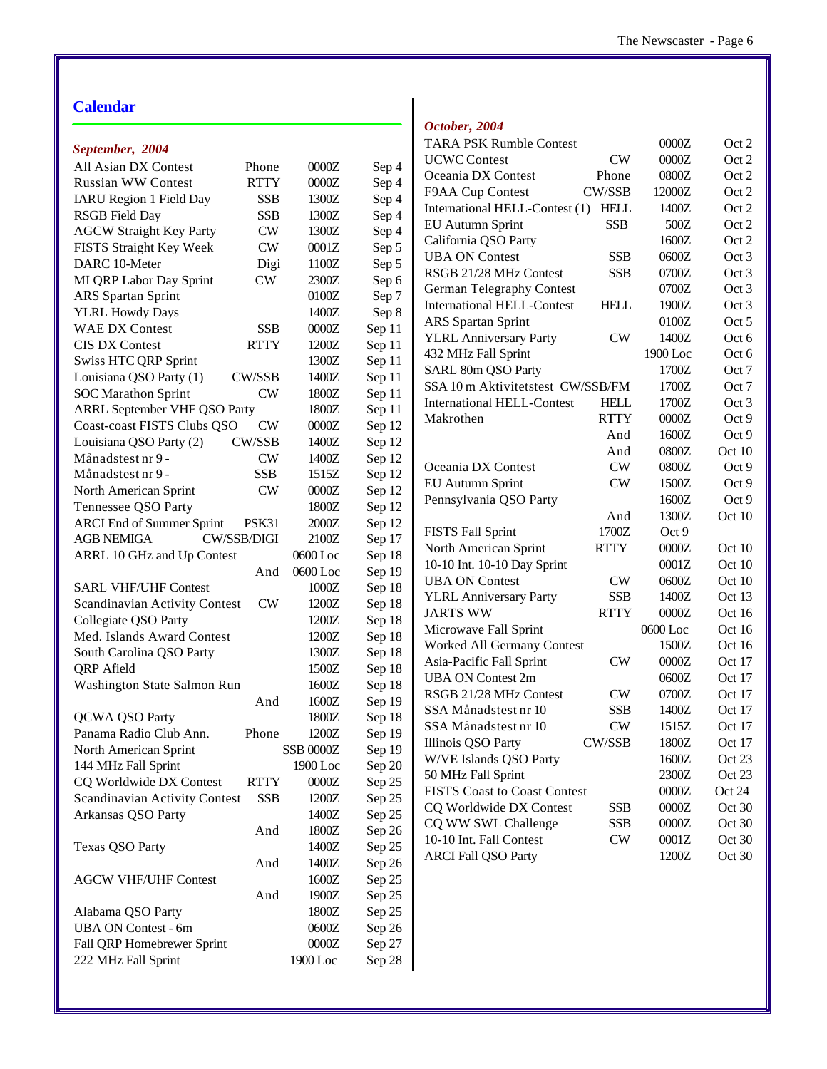## Calendar

### *September, 2004*

| | | | |
|---|---|---|---|
| All Asian DX Contest | Phone | 0000Z | Sep 4 |
| Russian WW Contest | RTTY | 0000Z | Sep 4 |
| IARU Region 1 Field Day | SSB | 1300Z | Sep 4 |
| RSGB Field Day | SSB | 1300Z | Sep 4 |
| AGCW Straight Key Party | CW | 1300Z | Sep 4 |
| FISTS Straight Key Week | CW | 0001Z | Sep 5 |
| DARC 10-Meter | Digi | 1100Z | Sep 5 |
| MI QRP Labor Day Sprint | CW | 2300Z | Sep 6 |
| ARS Spartan Sprint | | 0100Z | Sep 7 |
| YLRL Howdy Days | | 1400Z | Sep 8 |
| WAE DX Contest | SSB | 0000Z | Sep 11 |
| CIS DX Contest | RTTY | 1200Z | Sep 11 |
| Swiss HTC QRP Sprint | | 1300Z | Sep 11 |
| Louisiana QSO Party (1) | CW/SSB | 1400Z | Sep 11 |
| SOC Marathon Sprint | CW | 1800Z | Sep 11 |
| ARRL September VHF QSO Party | | 1800Z | Sep 11 |
| Coast-coast FISTS Clubs QSO | CW | 0000Z | Sep 12 |
| Louisiana QSO Party (2) | CW/SSB | 1400Z | Sep 12 |
| Månadstest nr 9 - | CW | 1400Z | Sep 12 |
| Månadstest nr 9 - | SSB | 1515Z | Sep 12 |
| North American Sprint | CW | 0000Z | Sep 12 |
| Tennessee QSO Party | | 1800Z | Sep 12 |
| ARCI End of Summer Sprint | PSK31 | 2000Z | Sep 12 |
| AGB NEMIGA | CW/SSB/DIGI | 2100Z | Sep 17 |
| ARRL 10 GHz and Up Contest | | 0600 Loc | Sep 18 |
| | And | 0600 Loc | Sep 19 |
| SARL VHF/UHF Contest | | 1000Z | Sep 18 |
| Scandinavian Activity Contest | CW | 1200Z | Sep 18 |
| Collegiate QSO Party | | 1200Z | Sep 18 |
| Med. Islands Award Contest | | 1200Z | Sep 18 |
| South Carolina QSO Party | | 1300Z | Sep 18 |
| QRP Afield | | 1500Z | Sep 18 |
| Washington State Salmon Run | | 1600Z | Sep 18 |
| | And | 1600Z | Sep 19 |
| QCWA QSO Party | | 1800Z | Sep 18 |
| Panama Radio Club Ann. | Phone | 1200Z | Sep 19 |
| North American Sprint | | SSB 0000Z | Sep 19 |
| 144 MHz Fall Sprint | | 1900 Loc | Sep 20 |
| CQ Worldwide DX Contest | RTTY | 0000Z | Sep 25 |
| Scandinavian Activity Contest | SSB | 1200Z | Sep 25 |
| Arkansas QSO Party | | 1400Z | Sep 25 |
| | And | 1800Z | Sep 26 |
| Texas QSO Party | | 1400Z | Sep 25 |
| | And | 1400Z | Sep 26 |
| AGCW VHF/UHF Contest | | 1600Z | Sep 25 |
| | And | 1900Z | Sep 25 |
| Alabama QSO Party | | 1800Z | Sep 25 |
| UBA ON Contest - 6m | | 0600Z | Sep 26 |
| Fall QRP Homebrewer Sprint | | 0000Z | Sep 27 |
| 222 MHz Fall Sprint | | 1900 Loc | Sep 28 |

### *October, 2004*

| | | | |
|---|---|---|---|
| TARA PSK Rumble Contest | | 0000Z | Oct 2 |
| UCWC Contest | CW | 0000Z | Oct 2 |
| Oceania DX Contest | Phone | 0800Z | Oct 2 |
| F9AA Cup Contest | CW/SSB | 12000Z | Oct 2 |
| International HELL-Contest (1) | HELL | 1400Z | Oct 2 |
| EU Autumn Sprint | SSB | 500Z | Oct 2 |
| California QSO Party | | 1600Z | Oct 2 |
| UBA ON Contest | SSB | 0600Z | Oct 3 |
| RSGB 21/28 MHz Contest | SSB | 0700Z | Oct 3 |
| German Telegraphy Contest | | 0700Z | Oct 3 |
| International HELL-Contest | HELL | 1900Z | Oct 3 |
| ARS Spartan Sprint | | 0100Z | Oct 5 |
| YLRL Anniversary Party | CW | 1400Z | Oct 6 |
| 432 MHz Fall Sprint | | 1900 Loc | Oct 6 |
| SARL 80m QSO Party | | 1700Z | Oct 7 |
| SSA 10 m Aktivitetstest | CW/SSB/FM | 1700Z | Oct 7 |
| International HELL-Contest | HELL | 1700Z | Oct 3 |
| Makrothen | RTTY | 0000Z | Oct 9 |
| | And | 1600Z | Oct 9 |
| | And | 0800Z | Oct 10 |
| Oceania DX Contest | CW | 0800Z | Oct 9 |
| EU Autumn Sprint | CW | 1500Z | Oct 9 |
| Pennsylvania QSO Party | | 1600Z | Oct 9 |
| | And | 1300Z | Oct 10 |
| FISTS Fall Sprint | 1700Z | Oct 9 | |
| North American Sprint | RTTY | 0000Z | Oct 10 |
| 10-10 Int. 10-10 Day Sprint | | 0001Z | Oct 10 |
| UBA ON Contest | CW | 0600Z | Oct 10 |
| YLRL Anniversary Party | SSB | 1400Z | Oct 13 |
| JARTS WW | RTTY | 0000Z | Oct 16 |
| Microwave Fall Sprint | | 0600 Loc | Oct 16 |
| Worked All Germany Contest | | 1500Z | Oct 16 |
| Asia-Pacific Fall Sprint | CW | 0000Z | Oct 17 |
| UBA ON Contest 2m | | 0600Z | Oct 17 |
| RSGB 21/28 MHz Contest | CW | 0700Z | Oct 17 |
| SSA Månadstest nr 10 | SSB | 1400Z | Oct 17 |
| SSA Månadstest nr 10 | CW | 1515Z | Oct 17 |
| Illinois QSO Party | CW/SSB | 1800Z | Oct 17 |
| W/VE Islands QSO Party | | 1600Z | Oct 23 |
| 50 MHz Fall Sprint | | 2300Z | Oct 23 |
| FISTS Coast to Coast Contest | | 0000Z | Oct 24 |
| CQ Worldwide DX Contest | SSB | 0000Z | Oct 30 |
| CQ WW SWL Challenge | SSB | 0000Z | Oct 30 |
| 10-10 Int. Fall Contest | CW | 0001Z | Oct 30 |
| ARCI Fall QSO Party | | 1200Z | Oct 30 |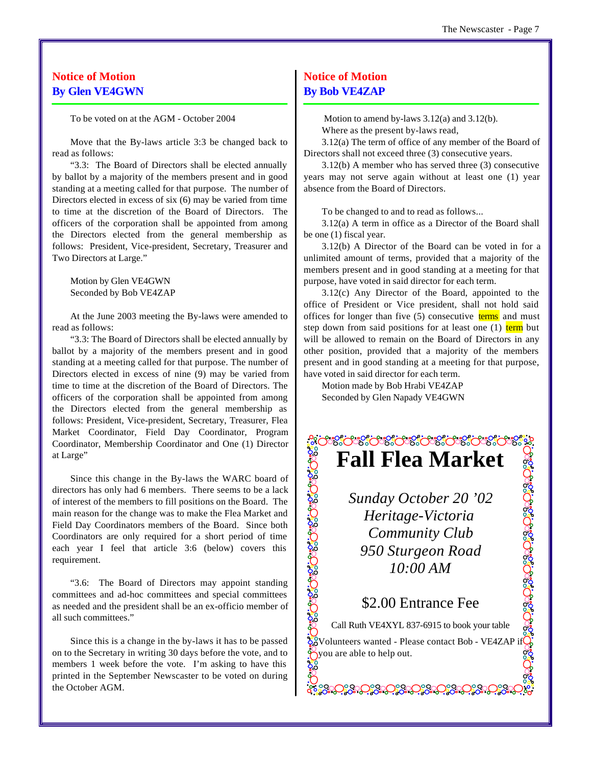## Notice of Motion
## By Glen VE4GWN

To be voted on at the AGM - October 2004

Move that the By-laws article 3:3 be changed back to read as follows:

"3.3: The Board of Directors shall be elected annually by ballot by a majority of the members present and in good standing at a meeting called for that purpose. The number of Directors elected in excess of six (6) may be varied from time to time at the discretion of the Board of Directors. The officers of the corporation shall be appointed from among the Directors elected from the general membership as follows: President, Vice-president, Secretary, Treasurer and Two Directors at Large."

Motion by Glen VE4GWN
Seconded by Bob VE4ZAP

At the June 2003 meeting the By-laws were amended to read as follows:

"3.3: The Board of Directors shall be elected annually by ballot by a majority of the members present and in good standing at a meeting called for that purpose. The number of Directors elected in excess of nine (9) may be varied from time to time at the discretion of the Board of Directors. The officers of the corporation shall be appointed from among the Directors elected from the general membership as follows: President, Vice-president, Secretary, Treasurer, Flea Market Coordinator, Field Day Coordinator, Program Coordinator, Membership Coordinator and One (1) Director at Large"

Since this change in the By-laws the WARC board of directors has only had 6 members. There seems to be a lack of interest of the members to fill positions on the Board. The main reason for the change was to make the Flea Market and Field Day Coordinators members of the Board. Since both Coordinators are only required for a short period of time each year I feel that article 3:6 (below) covers this requirement.

"3.6: The Board of Directors may appoint standing committees and ad-hoc committees and special committees as needed and the president shall be an ex-officio member of all such committees."

Since this is a change in the by-laws it has to be passed on to the Secretary in writing 30 days before the vote, and to members 1 week before the vote. I'm asking to have this printed in the September Newscaster to be voted on during the October AGM.

## Notice of Motion
## By Bob VE4ZAP

Motion to amend by-laws 3.12(a) and 3.12(b).

Where as the present by-laws read,

3.12(a) The term of office of any member of the Board of Directors shall not exceed three (3) consecutive years.

3.12(b) A member who has served three (3) consecutive years may not serve again without at least one (1) year absence from the Board of Directors.

To be changed to and to read as follows...

3.12(a) A term in office as a Director of the Board shall be one (1) fiscal year.

3.12(b) A Director of the Board can be voted in for a unlimited amount of terms, provided that a majority of the members present and in good standing at a meeting for that purpose, have voted in said director for each term.

3.12(c) Any Director of the Board, appointed to the office of President or Vice president, shall not hold said offices for longer than five (5) consecutive terms and must step down from said positions for at least one (1) term but will be allowed to remain on the Board of Directors in any other position, provided that a majority of the members present and in good standing at a meeting for that purpose, have voted in said director for each term.

Motion made by Bob Hrabi VE4ZAP
Seconded by Glen Napady VE4GWN

# Fall Flea Market

*Sunday October 20 '02*
*Heritage-Victoria Community Club*
*950 Sturgeon Road*
*10:00 AM*

$2.00 Entrance Fee

Call Ruth VE4XYL 837-6915 to book your table

Volunteers wanted - Please contact Bob - VE4ZAP if you are able to help out.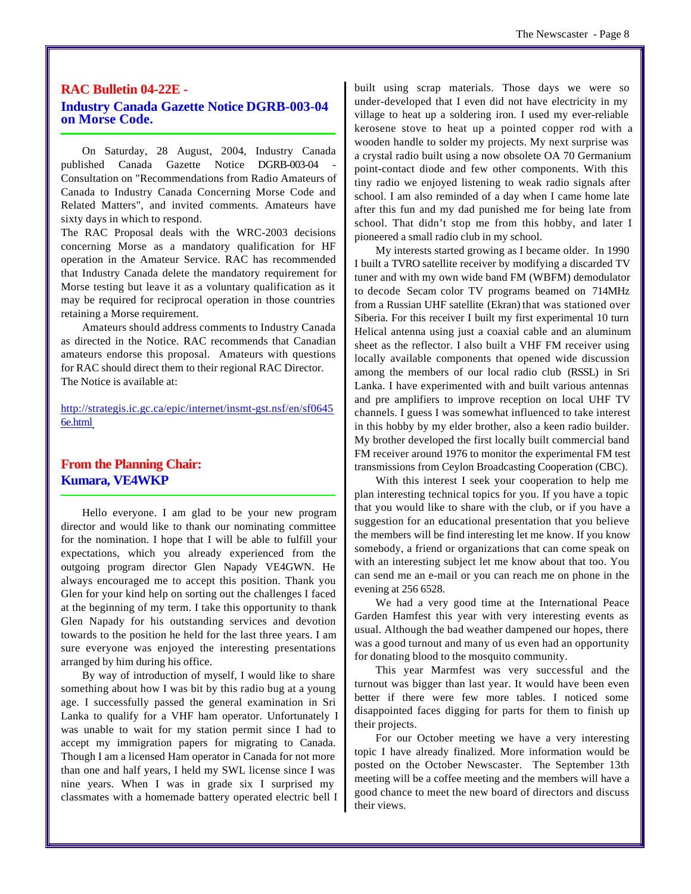## RAC Bulletin 04-22E - Industry Canada Gazette Notice DGRB-003-04 on Morse Code.

On Saturday, 28 August, 2004, Industry Canada published Canada Gazette Notice DGRB-003-04 - Consultation on "Recommendations from Radio Amateurs of Canada to Industry Canada Concerning Morse Code and Related Matters", and invited comments. Amateurs have sixty days in which to respond.

The RAC Proposal deals with the WRC-2003 decisions concerning Morse as a mandatory qualification for HF operation in the Amateur Service. RAC has recommended that Industry Canada delete the mandatory requirement for Morse testing but leave it as a voluntary qualification as it may be required for reciprocal operation in those countries retaining a Morse requirement.

Amateurs should address comments to Industry Canada as directed in the Notice. RAC recommends that Canadian amateurs endorse this proposal. Amateurs with questions for RAC should direct them to their regional RAC Director. The Notice is available at:

http://strategis.ic.gc.ca/epic/internet/insmt-gst.nsf/en/sf06456e.html

## From the Planning Chair: Kumara, VE4WKP

Hello everyone. I am glad to be your new program director and would like to thank our nominating committee for the nomination. I hope that I will be able to fulfill your expectations, which you already experienced from the outgoing program director Glen Napady VE4GWN. He always encouraged me to accept this position. Thank you Glen for your kind help on sorting out the challenges I faced at the beginning of my term. I take this opportunity to thank Glen Napady for his outstanding services and devotion towards to the position he held for the last three years. I am sure everyone was enjoyed the interesting presentations arranged by him during his office.

By way of introduction of myself, I would like to share something about how I was bit by this radio bug at a young age. I successfully passed the general examination in Sri Lanka to qualify for a VHF ham operator. Unfortunately I was unable to wait for my station permit since I had to accept my immigration papers for migrating to Canada. Though I am a licensed Ham operator in Canada for not more than one and half years, I held my SWL license since I was nine years. When I was in grade six I surprised my classmates with a homemade battery operated electric bell I built using scrap materials. Those days we were so under-developed that I even did not have electricity in my village to heat up a soldering iron. I used my ever-reliable kerosene stove to heat up a pointed copper rod with a wooden handle to solder my projects. My next surprise was a crystal radio built using a now obsolete OA 70 Germanium point-contact diode and few other components. With this tiny radio we enjoyed listening to weak radio signals after school. I am also reminded of a day when I came home late after this fun and my dad punished me for being late from school. That didn't stop me from this hobby, and later I pioneered a small radio club in my school.

My interests started growing as I became older. In 1990 I built a TVRO satellite receiver by modifying a discarded TV tuner and with my own wide band FM (WBFM) demodulator to decode Secam color TV programs beamed on 714MHz from a Russian UHF satellite (Ekran) that was stationed over Siberia. For this receiver I built my first experimental 10 turn Helical antenna using just a coaxial cable and an aluminum sheet as the reflector. I also built a VHF FM receiver using locally available components that opened wide discussion among the members of our local radio club (RSSL) in Sri Lanka. I have experimented with and built various antennas and pre amplifiers to improve reception on local UHF TV channels. I guess I was somewhat influenced to take interest in this hobby by my elder brother, also a keen radio builder. My brother developed the first locally built commercial band FM receiver around 1976 to monitor the experimental FM test transmissions from Ceylon Broadcasting Cooperation (CBC).

With this interest I seek your cooperation to help me plan interesting technical topics for you. If you have a topic that you would like to share with the club, or if you have a suggestion for an educational presentation that you believe the members will be find interesting let me know. If you know somebody, a friend or organizations that can come speak on with an interesting subject let me know about that too. You can send me an e-mail or you can reach me on phone in the evening at 256 6528.

We had a very good time at the International Peace Garden Hamfest this year with very interesting events as usual. Although the bad weather dampened our hopes, there was a good turnout and many of us even had an opportunity for donating blood to the mosquito community.

This year Marmfest was very successful and the turnout was bigger than last year. It would have been even better if there were few more tables. I noticed some disappointed faces digging for parts for them to finish up their projects.

For our October meeting we have a very interesting topic I have already finalized. More information would be posted on the October Newscaster. The September 13th meeting will be a coffee meeting and the members will have a good chance to meet the new board of directors and discuss their views.